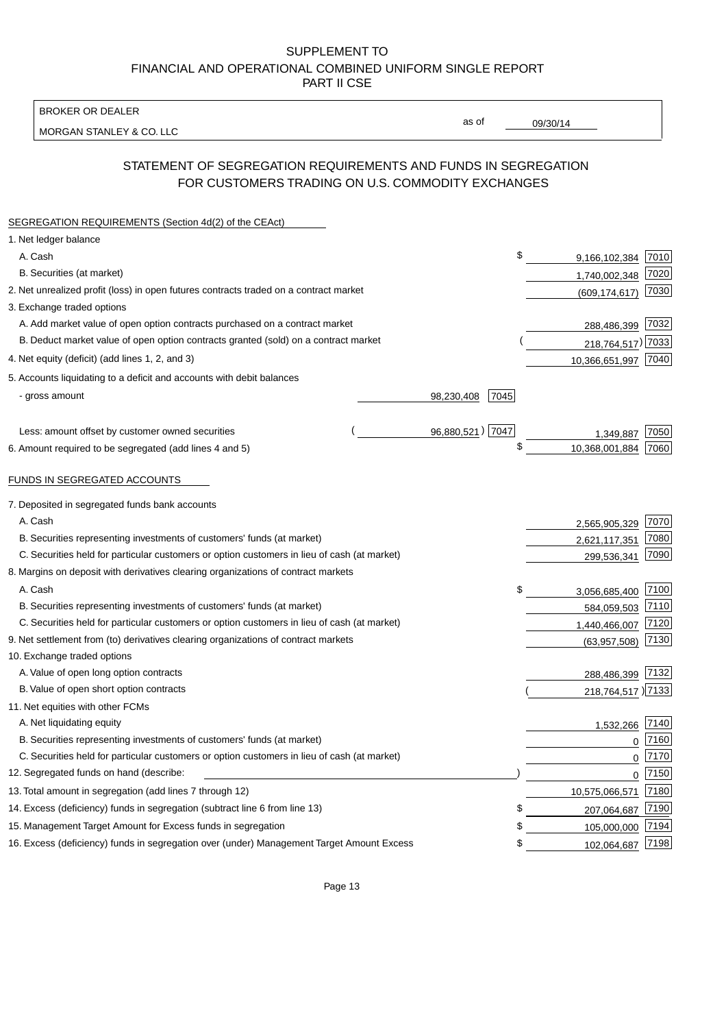SUPPLEMENT TO
FINANCIAL AND OPERATIONAL COMBINED UNIFORM SINGLE REPORT
PART II CSE

BROKER OR DEALER
MORGAN STANLEY & CO. LLC

as of 09/30/14

## STATEMENT OF SEGREGATION REQUIREMENTS AND FUNDS IN SEGREGATION FOR CUSTOMERS TRADING ON U.S. COMMODITY EXCHANGES

SEGREGATION REQUIREMENTS (Section 4d(2) of the CEAct)

| Item | | | Amount | Code |
|---|---|---|---|---|
| 1. Net ledger balance | | | | |
| A. Cash | | | $ 9,166,102,384 | 7010 |
| B. Securities (at market) | | | 1,740,002,348 | 7020 |
| 2. Net unrealized profit (loss) in open futures contracts traded on a contract market | | | (609,174,617) | 7030 |
| 3. Exchange traded options | | | | |
| A. Add market value of open option contracts purchased on a contract market | | | 288,486,399 | 7032 |
| B. Deduct market value of open option contracts granted (sold) on a contract market | | | ( 218,764,517) | 7033 |
| 4. Net equity (deficit) (add lines 1, 2, and 3) | | | 10,366,651,997 | 7040 |
| 5. Accounts liquidating to a deficit and accounts with debit balances | | | | |
| - gross amount | 98,230,408 | 7045 | | |
| Less: amount offset by customer owned securities | ( 96,880,521) | 7047 | 1,349,887 | 7050 |
| 6. Amount required to be segregated (add lines 4 and 5) | | | $ 10,368,001,884 | 7060 |

FUNDS IN SEGREGATED ACCOUNTS

| Item | Amount | Code |
|---|---|---|
| 7. Deposited in segregated funds bank accounts | | |
| A. Cash | 2,565,905,329 | 7070 |
| B. Securities representing investments of customers' funds (at market) | 2,621,117,351 | 7080 |
| C. Securities held for particular customers or option customers in lieu of cash (at market) | 299,536,341 | 7090 |
| 8. Margins on deposit with derivatives clearing organizations of contract markets | | |
| A. Cash | $ 3,056,685,400 | 7100 |
| B. Securities representing investments of customers' funds (at market) | 584,059,503 | 7110 |
| C. Securities held for particular customers or option customers in lieu of cash (at market) | 1,440,466,007 | 7120 |
| 9. Net settlement from (to) derivatives clearing organizations of contract markets | (63,957,508) | 7130 |
| 10. Exchange traded options | | |
| A. Value of open long option contracts | 288,486,399 | 7132 |
| B. Value of open short option contracts | ( 218,764,517 ) | 7133 |
| 11. Net equities with other FCMs | | |
| A. Net liquidating equity | 1,532,266 | 7140 |
| B. Securities representing investments of customers' funds (at market) | 0 | 7160 |
| C. Securities held for particular customers or option customers in lieu of cash (at market) | 0 | 7170 |
| 12. Segregated funds on hand (describe: ) | 0 | 7150 |
| 13. Total amount in segregation (add lines 7 through 12) | 10,575,066,571 | 7180 |
| 14. Excess (deficiency) funds in segregation (subtract line 6 from line 13) | $ 207,064,687 | 7190 |
| 15. Management Target Amount for Excess funds in segregation | $ 105,000,000 | 7194 |
| 16. Excess (deficiency) funds in segregation over (under) Management Target Amount Excess | $ 102,064,687 | 7198 |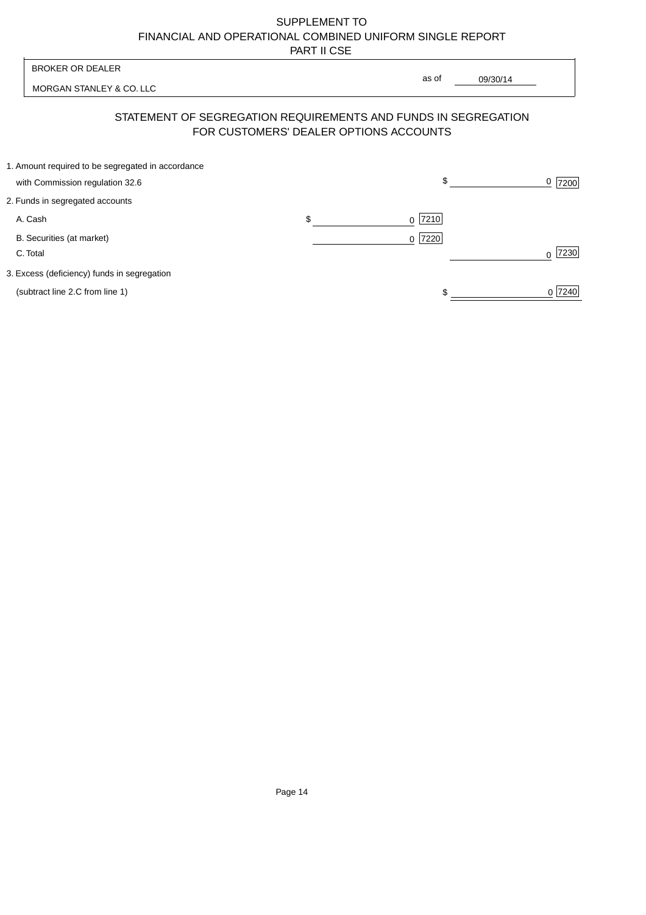SUPPLEMENT TO
FINANCIAL AND OPERATIONAL COMBINED UNIFORM SINGLE REPORT
PART II CSE

BROKER OR DEALER

MORGAN STANLEY & CO. LLC

as of 09/30/14

## STATEMENT OF SEGREGATION REQUIREMENTS AND FUNDS IN SEGREGATION FOR CUSTOMERS' DEALER OPTIONS ACCOUNTS

| | | | | |
|---|---|---|---|---|
| 1. Amount required to be segregated in accordance with Commission regulation 32.6 | | | $ 0 | 7200 |
| 2. Funds in segregated accounts | | | | |
| A. Cash | $ 0 | 7210 | | |
| B. Securities (at market) | 0 | 7220 | | |
| C. Total | | | 0 | 7230 |
| 3. Excess (deficiency) funds in segregation (subtract line 2.C from line 1) | | | $ 0 | 7240 |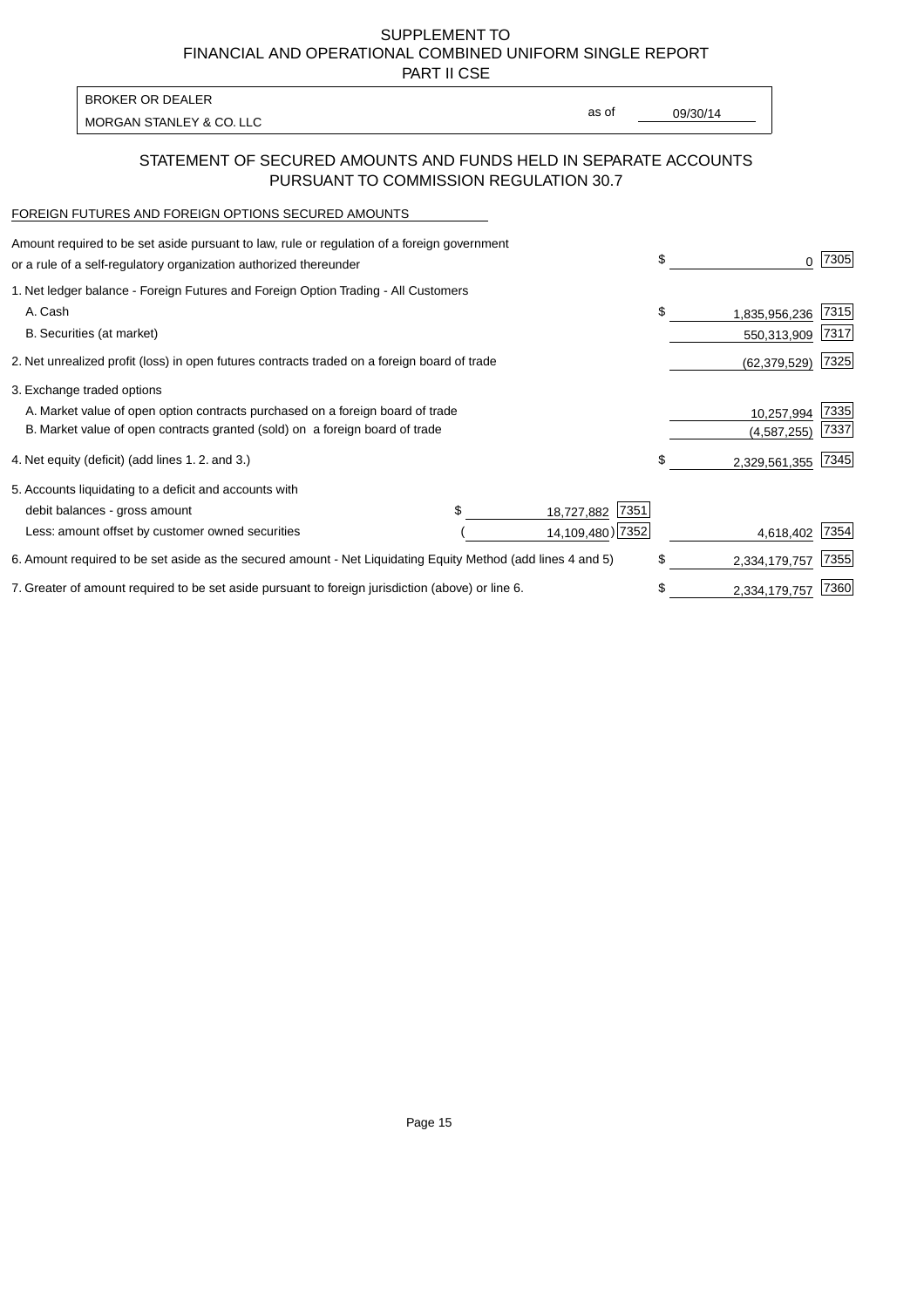# SUPPLEMENT TO
# FINANCIAL AND OPERATIONAL COMBINED UNIFORM SINGLE REPORT
# PART II CSE

BROKER OR DEALER

MORGAN STANLEY & CO. LLC

as of 09/30/14

## STATEMENT OF SECURED AMOUNTS AND FUNDS HELD IN SEPARATE ACCOUNTS PURSUANT TO COMMISSION REGULATION 30.7

FOREIGN FUTURES AND FOREIGN OPTIONS SECURED AMOUNTS

| | | | | |
|---|---|---|---|---|
| Amount required to be set aside pursuant to law, rule or regulation of a foreign government or a rule of a self-regulatory organization authorized thereunder | | | $ 0 | 7305 |
| 1. Net ledger balance - Foreign Futures and Foreign Option Trading - All Customers | | | | |
| A. Cash | | | $ 1,835,956,236 | 7315 |
| B. Securities (at market) | | | 550,313,909 | 7317 |
| 2. Net unrealized profit (loss) in open futures contracts traded on a foreign board of trade | | | (62,379,529) | 7325 |
| 3. Exchange traded options | | | | |
| A. Market value of open option contracts purchased on a foreign board of trade | | | 10,257,994 | 7335 |
| B. Market value of open contracts granted (sold) on a foreign board of trade | | | (4,587,255) | 7337 |
| 4. Net equity (deficit) (add lines 1. 2. and 3.) | | | $ 2,329,561,355 | 7345 |
| 5. Accounts liquidating to a deficit and accounts with | | | | |
| debit balances - gross amount | $ 18,727,882 | 7351 | | |
| Less: amount offset by customer owned securities | (14,109,480) | 7352 | 4,618,402 | 7354 |
| 6. Amount required to be set aside as the secured amount - Net Liquidating Equity Method (add lines 4 and 5) | | | $ 2,334,179,757 | 7355 |
| 7. Greater of amount required to be set aside pursuant to foreign jurisdiction (above) or line 6. | | | $ 2,334,179,757 | 7360 |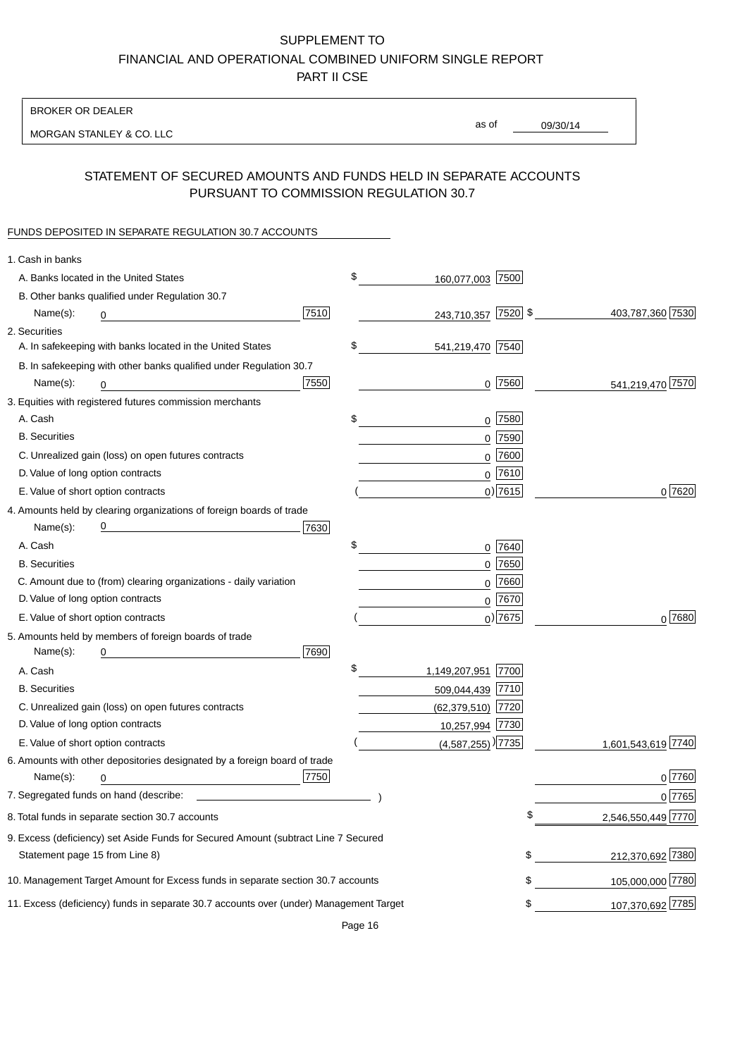SUPPLEMENT TO
FINANCIAL AND OPERATIONAL COMBINED UNIFORM SINGLE REPORT
PART II CSE

BROKER OR DEALER

MORGAN STANLEY & CO. LLC

as of 09/30/14

## STATEMENT OF SECURED AMOUNTS AND FUNDS HELD IN SEPARATE ACCOUNTS PURSUANT TO COMMISSION REGULATION 30.7

FUNDS DEPOSITED IN SEPARATE REGULATION 30.7 ACCOUNTS

| | | | |
|---|---|---|---|
| 1. Cash in banks | | | |
| A. Banks located in the United States | | $ 160,077,003 [7500] | |
| B. Other banks qualified under Regulation 30.7 | | | |
| Name(s): 0 | [7510] | 243,710,357 [7520] | $ 403,787,360 [7530] |
| 2. Securities | | | |
| A. In safekeeping with banks located in the United States | | $ 541,219,470 [7540] | |
| B. In safekeeping with other banks qualified under Regulation 30.7 | | | |
| Name(s): 0 | [7550] | 0 [7560] | 541,219,470 [7570] |
| 3. Equities with registered futures commission merchants | | | |
| A. Cash | | $ 0 [7580] | |
| B. Securities | | 0 [7590] | |
| C. Unrealized gain (loss) on open futures contracts | | 0 [7600] | |
| D. Value of long option contracts | | 0 [7610] | |
| E. Value of short option contracts | | ( 0) [7615] | 0 [7620] |
| 4. Amounts held by clearing organizations of foreign boards of trade | | | |
| Name(s): 0 | [7630] | | |
| A. Cash | | $ 0 [7640] | |
| B. Securities | | 0 [7650] | |
| C. Amount due to (from) clearing organizations - daily variation | | 0 [7660] | |
| D. Value of long option contracts | | 0 [7670] | |
| E. Value of short option contracts | | ( 0) [7675] | 0 [7680] |
| 5. Amounts held by members of foreign boards of trade | | | |
| Name(s): 0 | [7690] | | |
| A. Cash | | $ 1,149,207,951 [7700] | |
| B. Securities | | 509,044,439 [7710] | |
| C. Unrealized gain (loss) on open futures contracts | | (62,379,510) [7720] | |
| D. Value of long option contracts | | 10,257,994 [7730] | |
| E. Value of short option contracts | | ( (4,587,255) ) [7735] | 1,601,543,619 [7740] |
| 6. Amounts with other depositories designated by a foreign board of trade | | | |
| Name(s): 0 | [7750] | | 0 [7760] |
| 7. Segregated funds on hand (describe: ) | | | 0 [7765] |
| 8. Total funds in separate section 30.7 accounts | | | $ 2,546,550,449 [7770] |
| 9. Excess (deficiency) set Aside Funds for Secured Amount (subtract Line 7 Secured Statement page 15 from Line 8) | | | $ 212,370,692 [7380] |
| 10. Management Target Amount for Excess funds in separate section 30.7 accounts | | | $ 105,000,000 [7780] |
| 11. Excess (deficiency) funds in separate 30.7 accounts over (under) Management Target | | | $ 107,370,692 [7785] |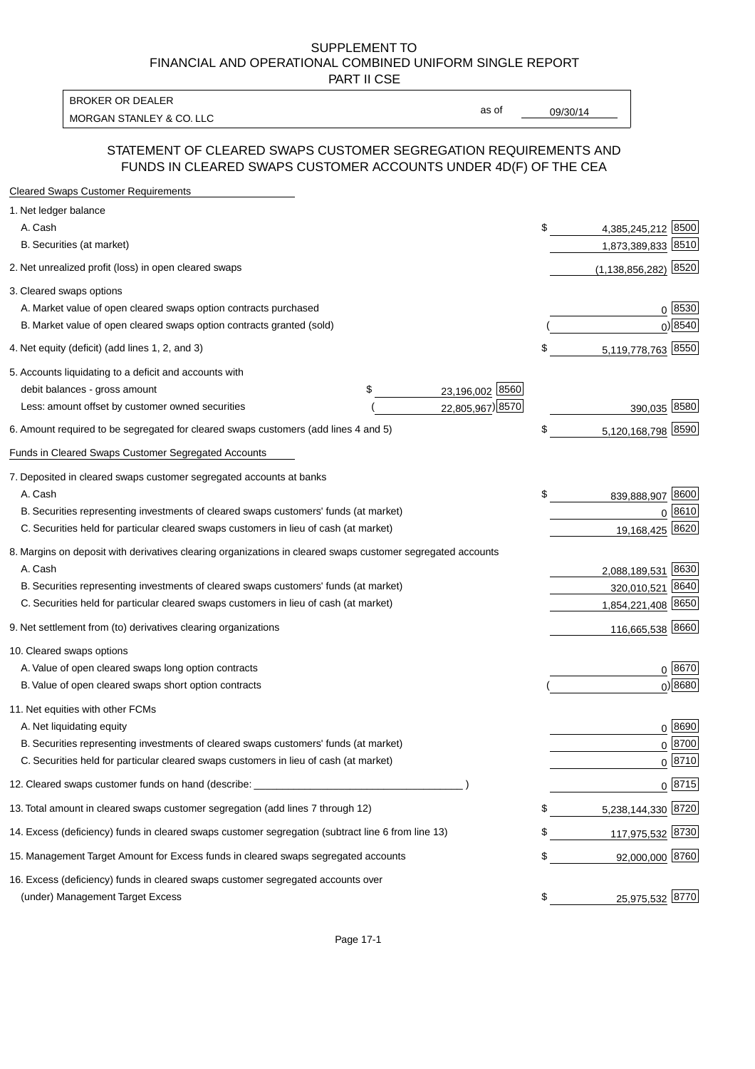SUPPLEMENT TO
FINANCIAL AND OPERATIONAL COMBINED UNIFORM SINGLE REPORT
PART II CSE

| | | |
|---|---|---|
| BROKER OR DEALER | | |
| MORGAN STANLEY & CO. LLC | as of | 09/30/14 |

## STATEMENT OF CLEARED SWAPS CUSTOMER SEGREGATION REQUIREMENTS AND FUNDS IN CLEARED SWAPS CUSTOMER ACCOUNTS UNDER 4D(F) OF THE CEA

| | | | | |
|---|---|---|---|---|
| **Cleared Swaps Customer Requirements** | | | | |
| 1. Net ledger balance | | | | |
| A. Cash | | | $ 4,385,245,212 | 8500 |
| B. Securities (at market) | | | 1,873,389,833 | 8510 |
| 2. Net unrealized profit (loss) in open cleared swaps | | | (1,138,856,282) | 8520 |
| 3. Cleared swaps options | | | | |
| A. Market value of open cleared swaps option contracts purchased | | | 0 | 8530 |
| B. Market value of open cleared swaps option contracts granted (sold) | | | ( 0) | 8540 |
| 4. Net equity (deficit) (add lines 1, 2, and 3) | | | $ 5,119,778,763 | 8550 |
| 5. Accounts liquidating to a deficit and accounts with debit balances - gross amount | $ 23,196,002 | 8560 | | |
| Less: amount offset by customer owned securities | ( 22,805,967) | 8570 | 390,035 | 8580 |
| 6. Amount required to be segregated for cleared swaps customers (add lines 4 and 5) | | | $ 5,120,168,798 | 8590 |
| **Funds in Cleared Swaps Customer Segregated Accounts** | | | | |
| 7. Deposited in cleared swaps customer segregated accounts at banks | | | | |
| A. Cash | | | $ 839,888,907 | 8600 |
| B. Securities representing investments of cleared swaps customers' funds (at market) | | | 0 | 8610 |
| C. Securities held for particular cleared swaps customers in lieu of cash (at market) | | | 19,168,425 | 8620 |
| 8. Margins on deposit with derivatives clearing organizations in cleared swaps customer segregated accounts | | | | |
| A. Cash | | | 2,088,189,531 | 8630 |
| B. Securities representing investments of cleared swaps customers' funds (at market) | | | 320,010,521 | 8640 |
| C. Securities held for particular cleared swaps customers in lieu of cash (at market) | | | 1,854,221,408 | 8650 |
| 9. Net settlement from (to) derivatives clearing organizations | | | 116,665,538 | 8660 |
| 10. Cleared swaps options | | | | |
| A. Value of open cleared swaps long option contracts | | | 0 | 8670 |
| B. Value of open cleared swaps short option contracts | | | ( 0) | 8680 |
| 11. Net equities with other FCMs | | | | |
| A. Net liquidating equity | | | 0 | 8690 |
| B. Securities representing investments of cleared swaps customers' funds (at market) | | | 0 | 8700 |
| C. Securities held for particular cleared swaps customers in lieu of cash (at market) | | | 0 | 8710 |
| 12. Cleared swaps customer funds on hand (describe: ) | | | 0 | 8715 |
| 13. Total amount in cleared swaps customer segregation (add lines 7 through 12) | | | $ 5,238,144,330 | 8720 |
| 14. Excess (deficiency) funds in cleared swaps customer segregation (subtract line 6 from line 13) | | | $ 117,975,532 | 8730 |
| 15. Management Target Amount for Excess funds in cleared swaps segregated accounts | | | $ 92,000,000 | 8760 |
| 16. Excess (deficiency) funds in cleared swaps customer segregated accounts over (under) Management Target Excess | | | $ 25,975,532 | 8770 |